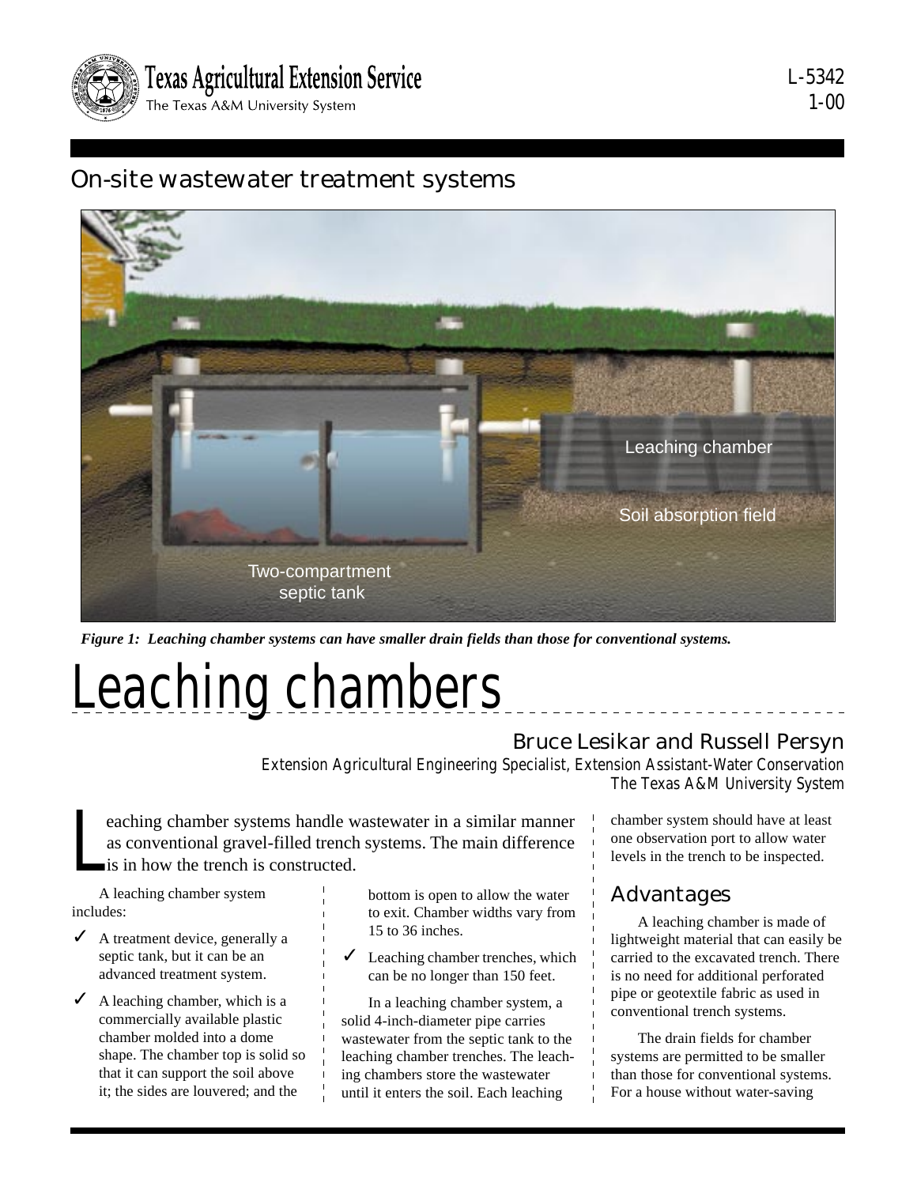# On-site wastewater treatment systems

*Figure 1: Leaching chamber systems can have smaller drain fields than those for conventional systems.*

# Leaching chambers

**Bruce Lesikar and Russell Persyn**

*Extension Agricultural Engineering Specialist, Extension Assistant-Water Conservation*
*The Texas A&M University System*

Leaching chamber systems handle wastewater in a similar manner as conventional gravel-filled trench systems. The main difference is in how the trench is constructed.

A leaching chamber system includes:

- ✓ A treatment device, generally a septic tank, but it can be an advanced treatment system.
- ✓ A leaching chamber, which is a commercially available plastic chamber molded into a dome shape. The chamber top is solid so that it can support the soil above it; the sides are louvered; and the bottom is open to allow the water to exit. Chamber widths vary from 15 to 36 inches.
- ✓ Leaching chamber trenches, which can be no longer than 150 feet.

In a leaching chamber system, a solid 4-inch-diameter pipe carries wastewater from the septic tank to the leaching chamber trenches. The leaching chambers store the wastewater until it enters the soil. Each leaching chamber system should have at least one observation port to allow water levels in the trench to be inspected.

## Advantages

A leaching chamber is made of lightweight material that can easily be carried to the excavated trench. There is no need for additional perforated pipe or geotextile fabric as used in conventional trench systems.

The drain fields for chamber systems are permitted to be smaller than those for conventional systems. For a house without water-saving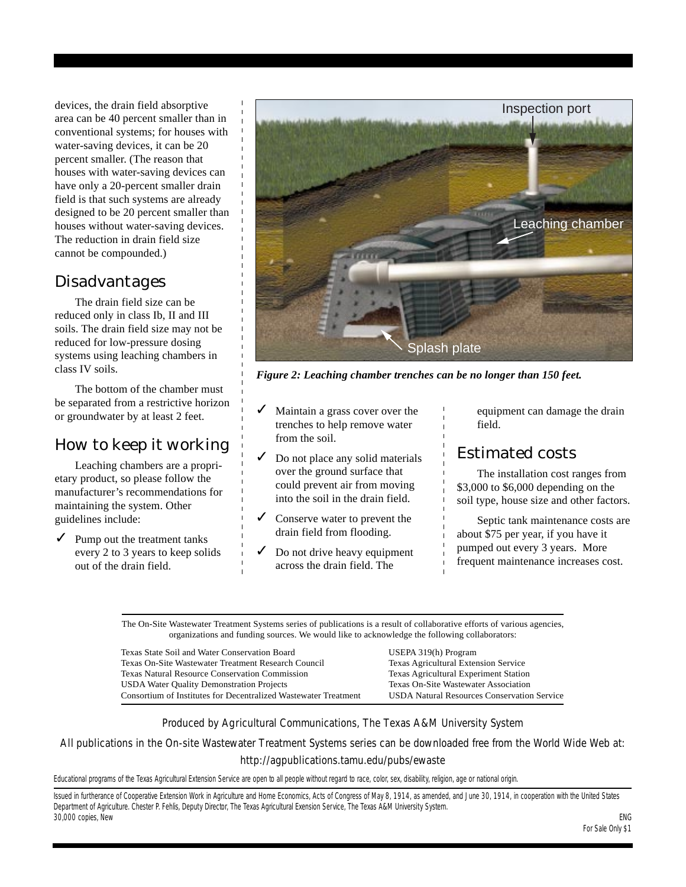devices, the drain field absorptive area can be 40 percent smaller than in conventional systems; for houses with water-saving devices, it can be 20 percent smaller. (The reason that houses with water-saving devices can have only a 20-percent smaller drain field is that such systems are already designed to be 20 percent smaller than houses without water-saving devices. The reduction in drain field size cannot be compounded.)

## Disadvantages

The drain field size can be reduced only in class Ib, II and III soils. The drain field size may not be reduced for low-pressure dosing systems using leaching chambers in class IV soils.

The bottom of the chamber must be separated from a restrictive horizon or groundwater by at least 2 feet.

## How to keep it working

Leaching chambers are a proprietary product, so please follow the manufacturer's recommendations for maintaining the system. Other guidelines include:

- ✓ Pump out the treatment tanks every 2 to 3 years to keep solids out of the drain field.
- ✓ Maintain a grass cover over the trenches to help remove water from the soil.
- ✓ Do not place any solid materials over the ground surface that could prevent air from moving into the soil in the drain field.
- ✓ Conserve water to prevent the drain field from flooding.
- ✓ Do not drive heavy equipment across the drain field. The equipment can damage the drain field.

Inspection port

Leaching chamber

Splash plate

***Figure 2: Leaching chamber trenches can be no longer than 150 feet.***

## Estimated costs

The installation cost ranges from $3,000 to $6,000 depending on the soil type, house size and other factors.

Septic tank maintenance costs are about $75 per year, if you have it pumped out every 3 years. More frequent maintenance increases cost.

---

The On-Site Wastewater Treatment Systems series of publications is a result of collaborative efforts of various agencies, organizations and funding sources. We would like to acknowledge the following collaborators:

| | |
|---|---|
| Texas State Soil and Water Conservation Board | USEPA 319(h) Program |
| Texas On-Site Wastewater Treatment Research Council | Texas Agricultural Extension Service |
| Texas Natural Resource Conservation Commission | Texas Agricultural Experiment Station |
| USDA Water Quality Demonstration Projects | Texas On-Site Wastewater Association |
| Consortium of Institutes for Decentralized Wastewater Treatment | USDA Natural Resources Conservation Service |

Produced by Agricultural Communications, The Texas A&M University System

All publications in the On-site Wastewater Treatment Systems series can be downloaded free from the World Wide Web at: http://agpublications.tamu.edu/pubs/ewaste

Educational programs of the Texas Agricultural Extension Service are open to all people without regard to race, color, sex, disability, religion, age or national origin.

Issued in furtherance of Cooperative Extension Work in Agriculture and Home Economics, Acts of Congress of May 8, 1914, as amended, and June 30, 1914, in cooperation with the United States Department of Agriculture. Chester P. Fehlis, Deputy Director, The Texas Agricultural Exension Service, The Texas A&M University System.

30,000 copies, New

ENG

For Sale Only $1